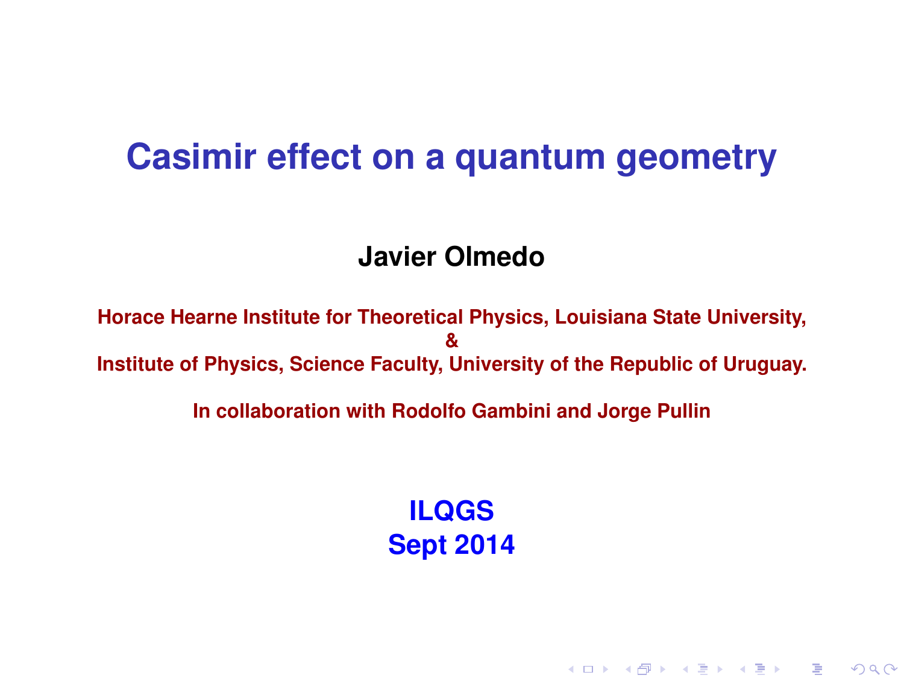# Casimir effect on a quantum geometry

**Javier Olmedo**

**Horace Hearne Institute for Theoretical Physics, Louisiana State University,**
**&**
**Institute of Physics, Science Faculty, University of the Republic of Uruguay.**

**In collaboration with Rodolfo Gambini and Jorge Pullin**

**ILQGS**
**Sept 2014**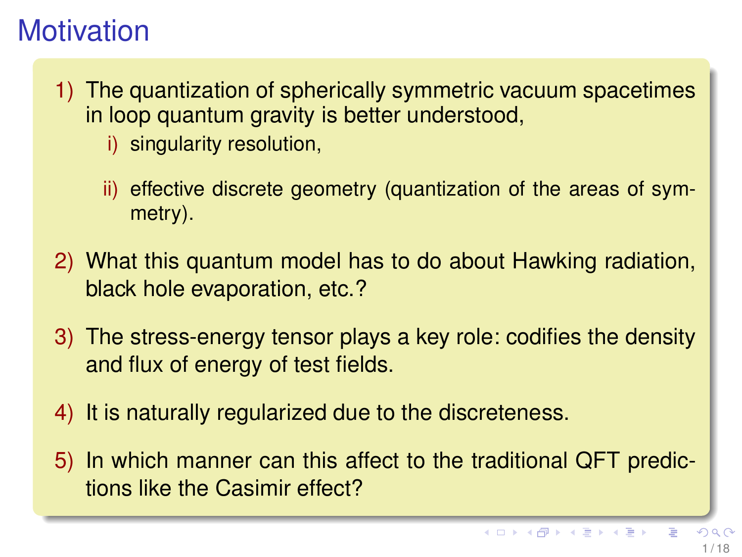# Motivation

1) The quantization of spherically symmetric vacuum spacetimes in loop quantum gravity is better understood,
   i) singularity resolution,
   ii) effective discrete geometry (quantization of the areas of symmetry).
2) What this quantum model has to do about Hawking radiation, black hole evaporation, etc.?
3) The stress-energy tensor plays a key role: codifies the density and flux of energy of test fields.
4) It is naturally regularized due to the discreteness.
5) In which manner can this affect to the traditional QFT predictions like the Casimir effect?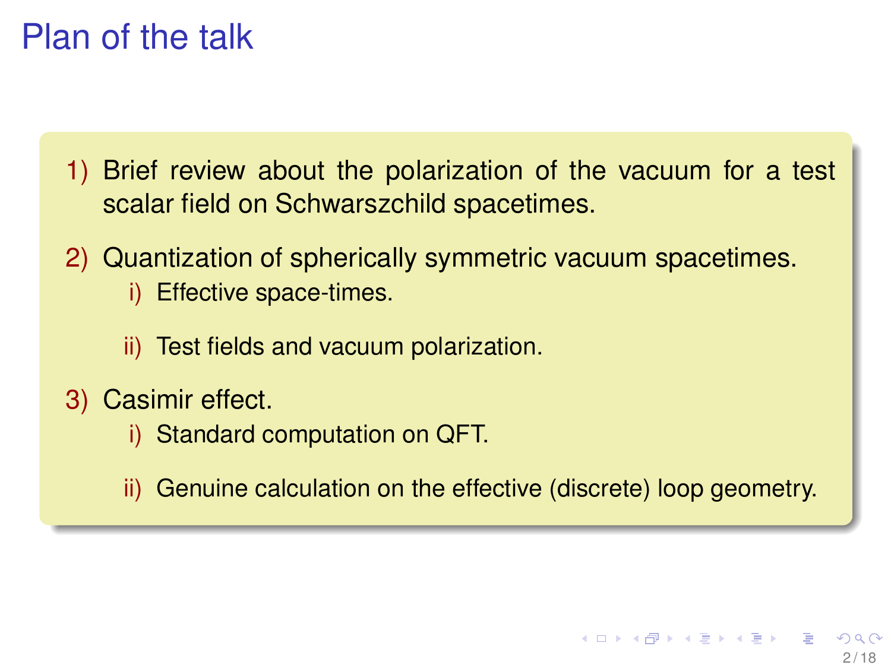# Plan of the talk

1) Brief review about the polarization of the vacuum for a test scalar field on Schwarszchild spacetimes.
2) Quantization of spherically symmetric vacuum spacetimes.
   i) Effective space-times.
   ii) Test fields and vacuum polarization.
3) Casimir effect.
   i) Standard computation on QFT.
   ii) Genuine calculation on the effective (discrete) loop geometry.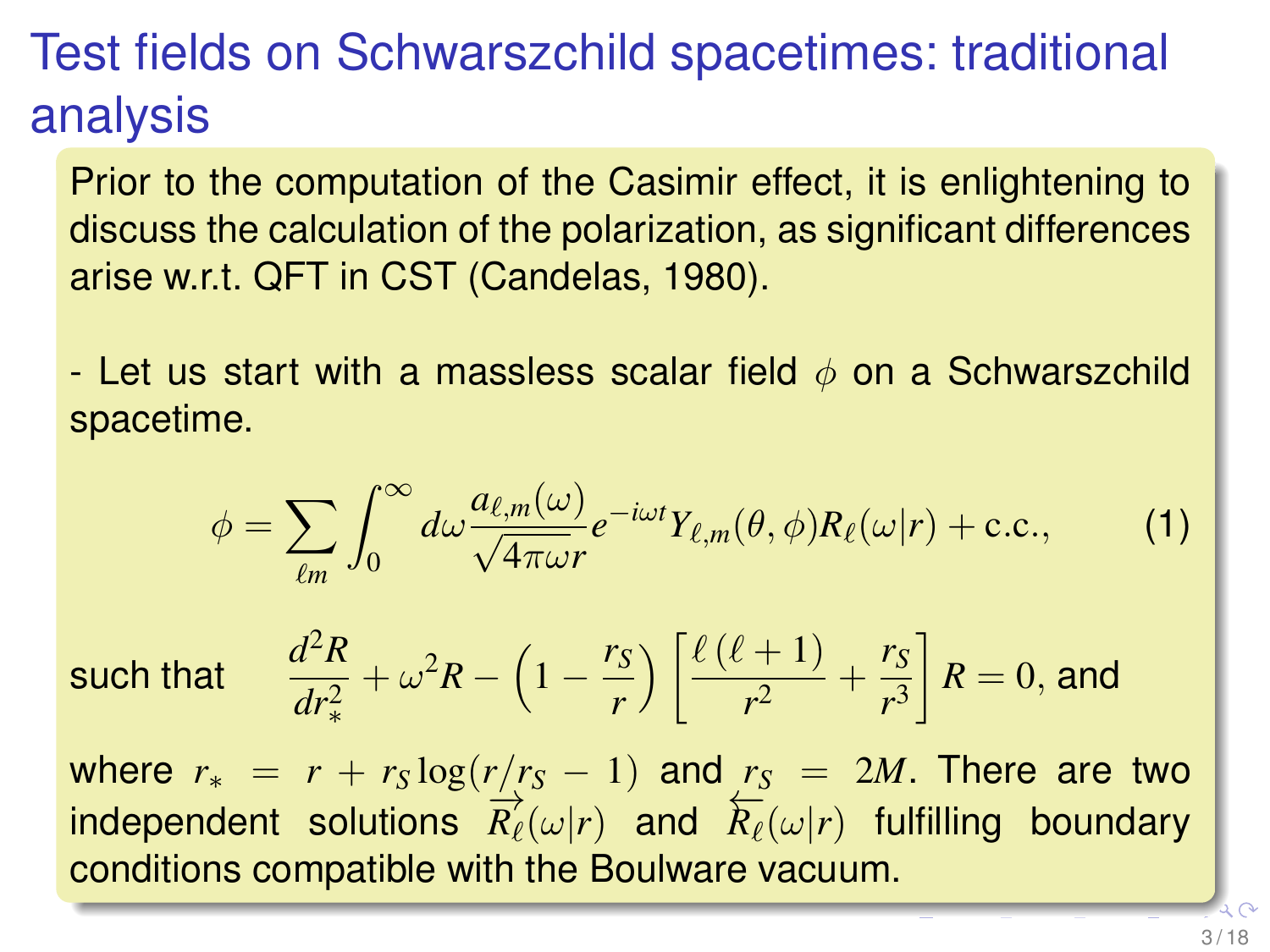# Test fields on Schwarszchild spacetimes: traditional analysis

Prior to the computation of the Casimir effect, it is enlightening to discuss the calculation of the polarization, as significant differences arise w.r.t. QFT in CST (Candelas, 1980).

- Let us start with a massless scalar field $\phi$ on a Schwarszchild spacetime.

$$\phi = \sum_{\ell m} \int_0^\infty d\omega \frac{a_{\ell,m}(\omega)}{\sqrt{4\pi\omega r}} e^{-i\omega t} Y_{\ell,m}(\theta,\phi) R_\ell(\omega|r) + \text{c.c.}, \tag{1}$$

such that $\quad \dfrac{d^2R}{dr_*^2} + \omega^2 R - \left(1 - \dfrac{r_S}{r}\right)\left[\dfrac{\ell(\ell+1)}{r^2} + \dfrac{r_S}{r^3}\right] R = 0$, and

where $r_* = r + r_S \log(r/r_S - 1)$ and $r_S = 2M$. There are two independent solutions $\overrightarrow{R_\ell}(\omega|r)$ and $\overleftarrow{R_\ell}(\omega|r)$ fulfilling boundary conditions compatible with the Boulware vacuum.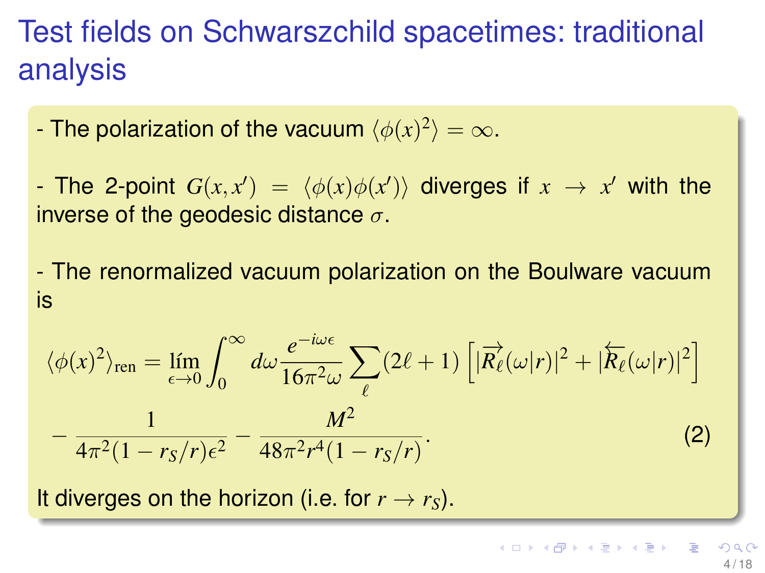# Test fields on Schwarszchild spacetimes: traditional analysis

- The polarization of the vacuum $\langle \phi(x)^2 \rangle = \infty$.

- The 2-point $G(x, x') = \langle \phi(x)\phi(x') \rangle$ diverges if $x \to x'$ with the inverse of the geodesic distance $\sigma$.

- The renormalized vacuum polarization on the Boulware vacuum is

$$
\langle \phi(x)^2 \rangle_{\text{ren}} = \lim_{\epsilon \to 0} \int_0^\infty d\omega \frac{e^{-i\omega\epsilon}}{16\pi^2\omega} \sum_\ell (2\ell+1) \left[ |\overrightarrow{R_\ell}(\omega|r)|^2 + |\overleftarrow{R_\ell}(\omega|r)|^2 \right]
$$

$$
- \frac{1}{4\pi^2(1 - r_S/r)\epsilon^2} - \frac{M^2}{48\pi^2 r^4 (1 - r_S/r)}. \qquad (2)
$$

It diverges on the horizon (i.e. for $r \to r_S$).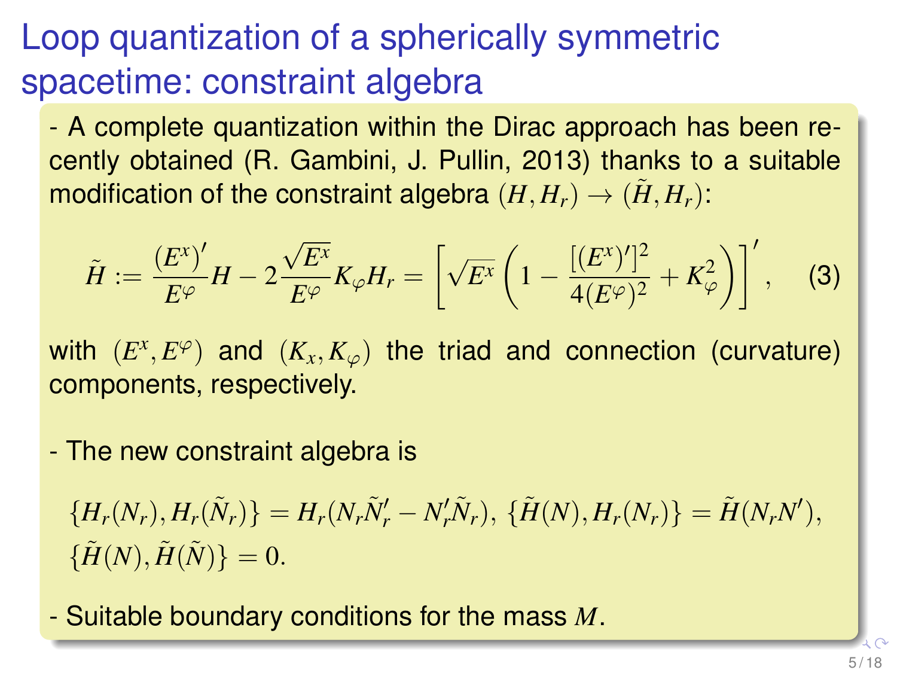# Loop quantization of a spherically symmetric spacetime: constraint algebra

- A complete quantization within the Dirac approach has been recently obtained (R. Gambini, J. Pullin, 2013) thanks to a suitable modification of the constraint algebra $(H, H_r) \to (\tilde{H}, H_r)$:

$$\tilde{H} := \frac{(E^x)'}{E^\varphi} H - 2\frac{\sqrt{E^x}}{E^\varphi} K_\varphi H_r = \left[\sqrt{E^x}\left(1 - \frac{[(E^x)']^2}{4(E^\varphi)^2} + K_\varphi^2\right)\right]', \quad (3)$$

with $(E^x, E^\varphi)$ and $(K_x, K_\varphi)$ the triad and connection (curvature) components, respectively.

- The new constraint algebra is

$\{H_r(N_r), H_r(\tilde{N}_r)\} = H_r(N_r\tilde{N}_r' - N_r'\tilde{N}_r)$, $\{\tilde{H}(N), H_r(N_r)\} = \tilde{H}(N_r N')$,
$\{\tilde{H}(N), \tilde{H}(\tilde{N})\} = 0$.

- Suitable boundary conditions for the mass $M$.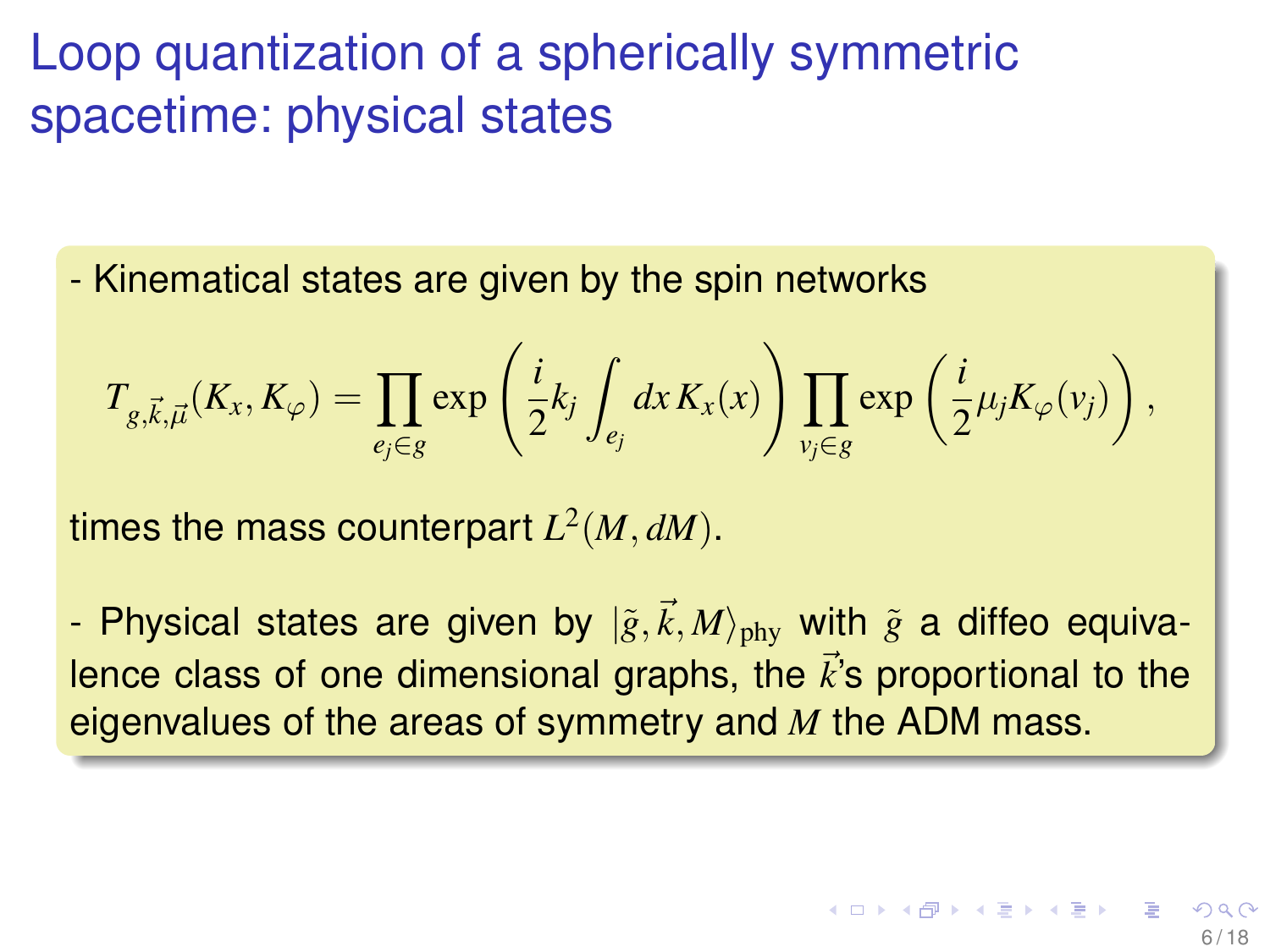# Loop quantization of a spherically symmetric spacetime: physical states

- Kinematical states are given by the spin networks

$$T_{g,\vec{k},\vec{\mu}}(K_x, K_\varphi) = \prod_{e_j \in g} \exp\left(\frac{i}{2} k_j \int_{e_j} dx\, K_x(x)\right) \prod_{v_j \in g} \exp\left(\frac{i}{2} \mu_j K_\varphi(v_j)\right),$$

times the mass counterpart $L^2(M, dM)$.

- Physical states are given by $|\tilde{g}, \vec{k}, M\rangle_{\rm phy}$ with $\tilde{g}$ a diffeo equivalence class of one dimensional graphs, the $\vec{k}$'s proportional to the eigenvalues of the areas of symmetry and $M$ the ADM mass.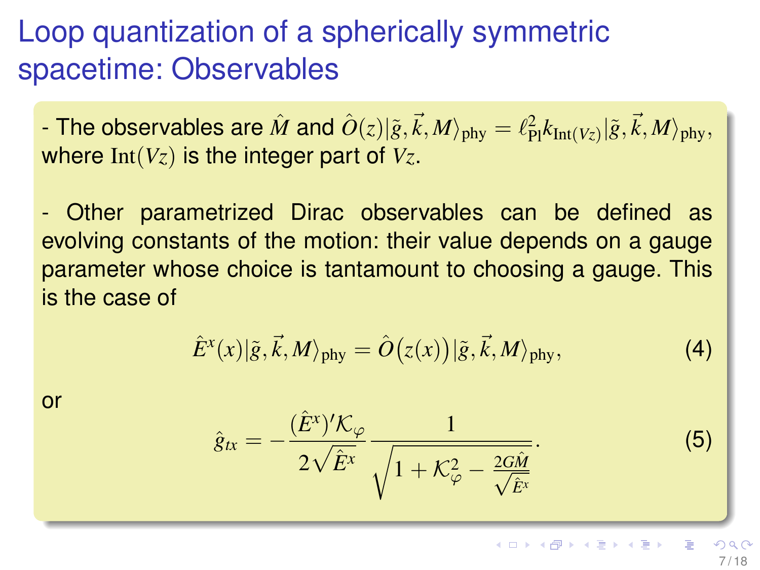# Loop quantization of a spherically symmetric spacetime: Observables

- The observables are $\hat{M}$ and $\hat{O}(z)|\tilde{g},\vec{k},M\rangle_{\rm phy} = \ell_{\rm Pl}^2 k_{{\rm Int}(Vz)}|\tilde{g},\vec{k},M\rangle_{\rm phy}$, where ${\rm Int}(Vz)$ is the integer part of $Vz$.

- Other parametrized Dirac observables can be defined as evolving constants of the motion: their value depends on a gauge parameter whose choice is tantamount to choosing a gauge. This is the case of

$$\hat{E}^x(x)|\tilde{g},\vec{k},M\rangle_{\rm phy} = \hat{O}\big(z(x)\big)|\tilde{g},\vec{k},M\rangle_{\rm phy}, \tag{4}$$

or

$$\hat{g}_{tx} = -\frac{(\hat{E}^x)'\mathcal{K}_\varphi}{2\sqrt{\hat{E}^x}}\frac{1}{\sqrt{1+\mathcal{K}_\varphi^2-\frac{2G\hat{M}}{\sqrt{\hat{E}^x}}}}. \tag{5}$$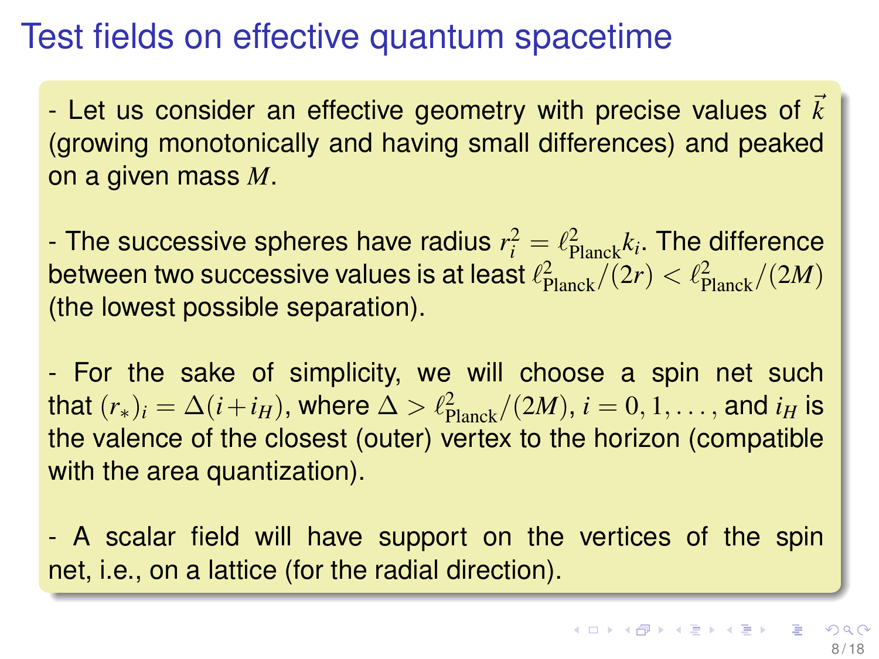# Test fields on effective quantum spacetime

- Let us consider an effective geometry with precise values of $\vec{k}$ (growing monotonically and having small differences) and peaked on a given mass $M$.

- The successive spheres have radius $r_i^2 = \ell_{\text{Planck}}^2 k_i$. The difference between two successive values is at least $\ell_{\text{Planck}}^2/(2r) < \ell_{\text{Planck}}^2/(2M)$ (the lowest possible separation).

- For the sake of simplicity, we will choose a spin net such that $(r_*)_i = \Delta(i + i_H)$, where $\Delta > \ell_{\text{Planck}}^2/(2M)$, $i = 0, 1, \ldots$, and $i_H$ is the valence of the closest (outer) vertex to the horizon (compatible with the area quantization).

- A scalar field will have support on the vertices of the spin net, i.e., on a lattice (for the radial direction).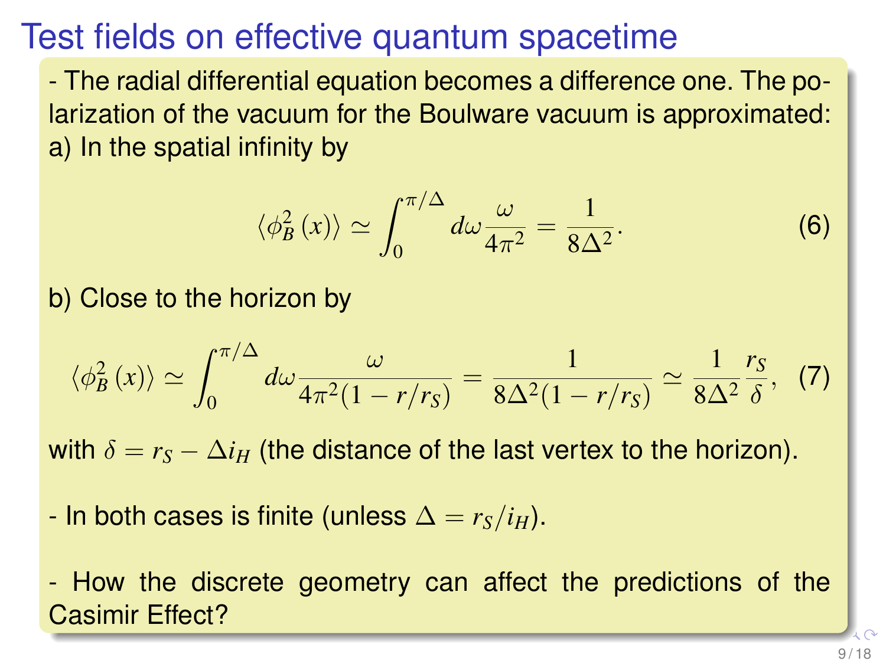# Test fields on effective quantum spacetime

- The radial differential equation becomes a difference one. The polarization of the vacuum for the Boulware vacuum is approximated:
a) In the spatial infinity by

$$\langle \phi_B^2 (x) \rangle \simeq \int_0^{\pi/\Delta} d\omega \frac{\omega}{4\pi^2} = \frac{1}{8\Delta^2}. \tag{6}$$

b) Close to the horizon by

$$\langle \phi_B^2 (x) \rangle \simeq \int_0^{\pi/\Delta} d\omega \frac{\omega}{4\pi^2 (1 - r/r_S)} = \frac{1}{8\Delta^2 (1 - r/r_S)} \simeq \frac{1}{8\Delta^2} \frac{r_S}{\delta}, \tag{7}$$

with $\delta = r_S - \Delta i_H$ (the distance of the last vertex to the horizon).

- In both cases is finite (unless $\Delta = r_S / i_H$).

- How the discrete geometry can affect the predictions of the Casimir Effect?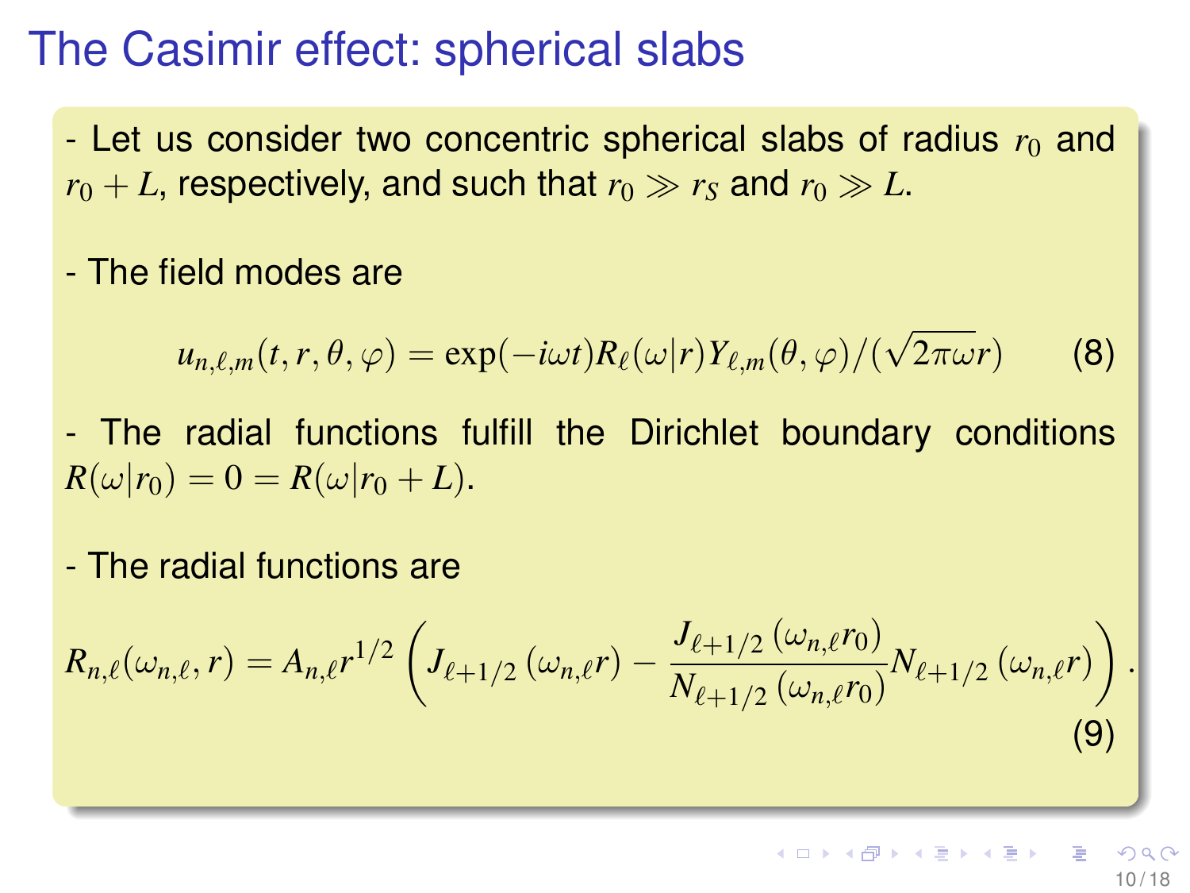# The Casimir effect: spherical slabs

- Let us consider two concentric spherical slabs of radius $r_0$ and $r_0 + L$, respectively, and such that $r_0 \gg r_S$ and $r_0 \gg L$.

- The field modes are

$$u_{n,\ell,m}(t,r,\theta,\varphi) = \exp(-i\omega t) R_\ell(\omega|r) Y_{\ell,m}(\theta,\varphi)/(\sqrt{2\pi\omega} r) \tag{8}$$

- The radial functions fulfill the Dirichlet boundary conditions $R(\omega|r_0) = 0 = R(\omega|r_0 + L)$.

- The radial functions are

$$R_{n,\ell}(\omega_{n,\ell}, r) = A_{n,\ell} r^{1/2} \left( J_{\ell+1/2}\left(\omega_{n,\ell} r\right) - \frac{J_{\ell+1/2}\left(\omega_{n,\ell} r_0\right)}{N_{\ell+1/2}\left(\omega_{n,\ell} r_0\right)} N_{\ell+1/2}\left(\omega_{n,\ell} r\right) \right). \tag{9}$$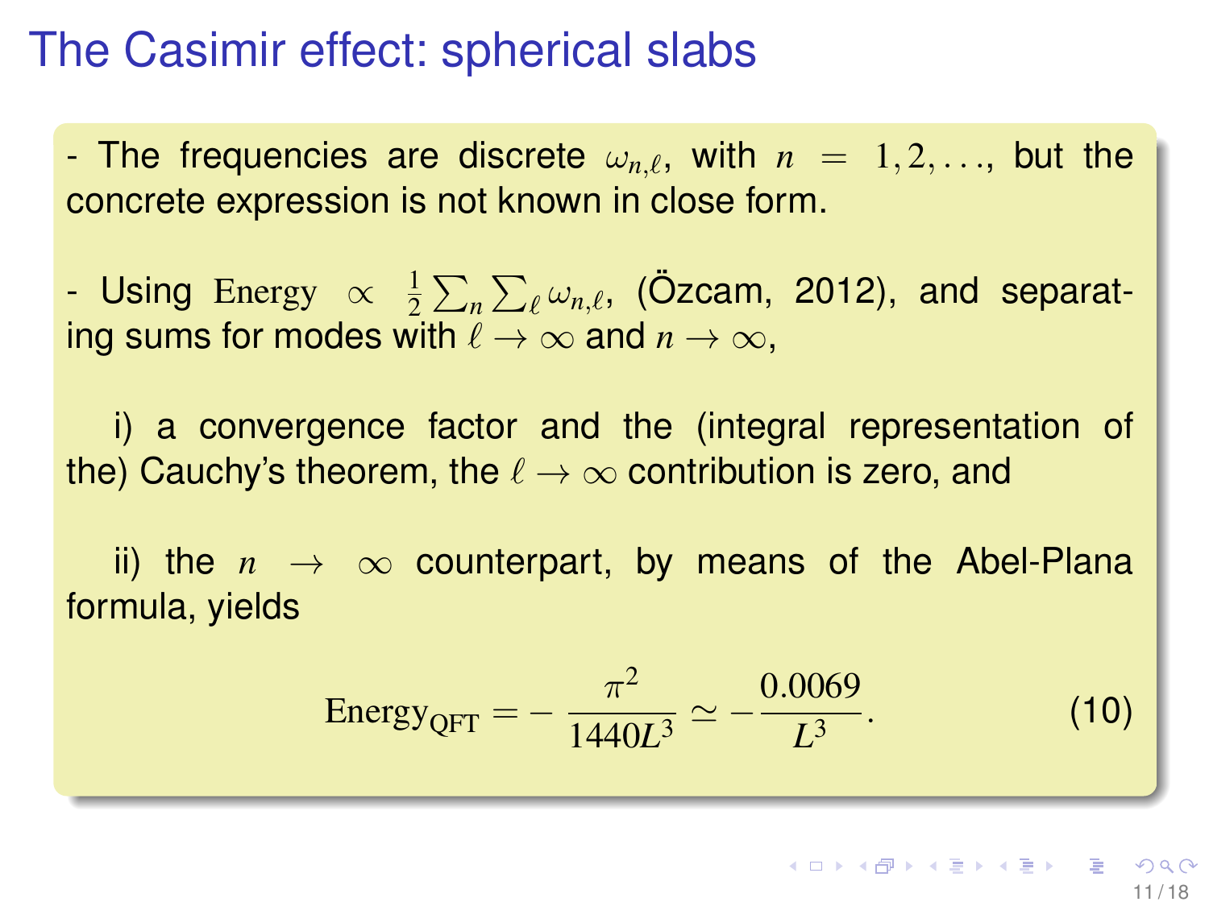# The Casimir effect: spherical slabs

- The frequencies are discrete $\omega_{n,\ell}$, with $n = 1, 2, \ldots$, but the concrete expression is not known in close form.

- Using $\text{Energy} \propto \frac{1}{2}\sum_n \sum_\ell \omega_{n,\ell}$, (Özcam, 2012), and separating sums for modes with $\ell \to \infty$ and $n \to \infty$,

  i) a convergence factor and the (integral representation of the) Cauchy's theorem, the $\ell \to \infty$ contribution is zero, and

  ii) the $n \to \infty$ counterpart, by means of the Abel-Plana formula, yields

$$\text{Energy}_{\text{QFT}} = -\frac{\pi^2}{1440 L^3} \simeq -\frac{0.0069}{L^3}. \tag{10}$$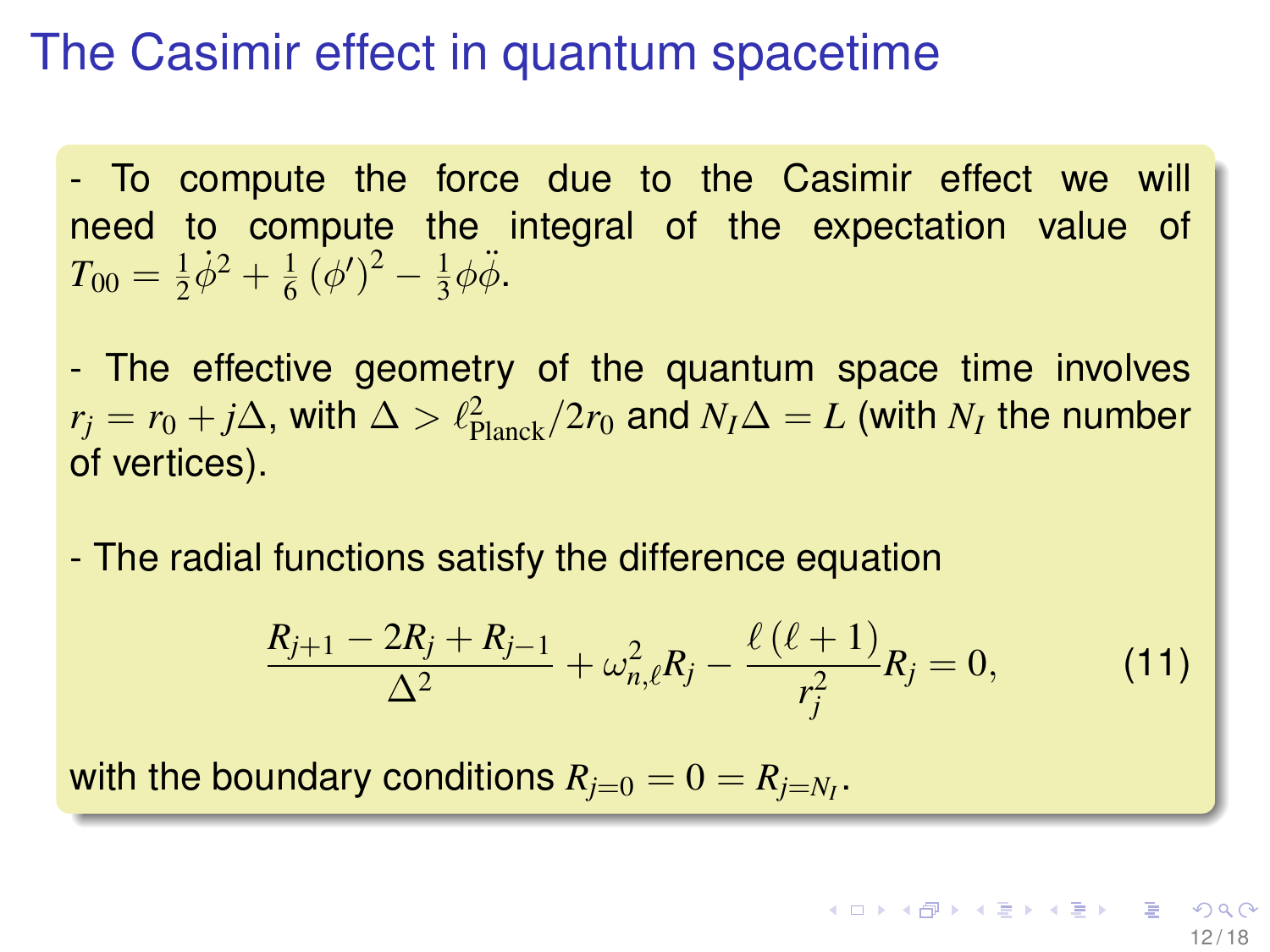# The Casimir effect in quantum spacetime

- To compute the force due to the Casimir effect we will need to compute the integral of the expectation value of $T_{00} = \frac{1}{2}\dot{\phi}^2 + \frac{1}{6}\left(\phi'\right)^2 - \frac{1}{3}\phi\ddot{\phi}$.

- The effective geometry of the quantum space time involves $r_j = r_0 + j\Delta$, with $\Delta > \ell^2_{\text{Planck}}/2r_0$ and $N_I\Delta = L$ (with $N_I$ the number of vertices).

- The radial functions satisfy the difference equation

$$\frac{R_{j+1} - 2R_j + R_{j-1}}{\Delta^2} + \omega^2_{n,\ell}R_j - \frac{\ell\left(\ell+1\right)}{r_j^2}R_j = 0, \tag{11}$$

with the boundary conditions $R_{j=0} = 0 = R_{j=N_I}$.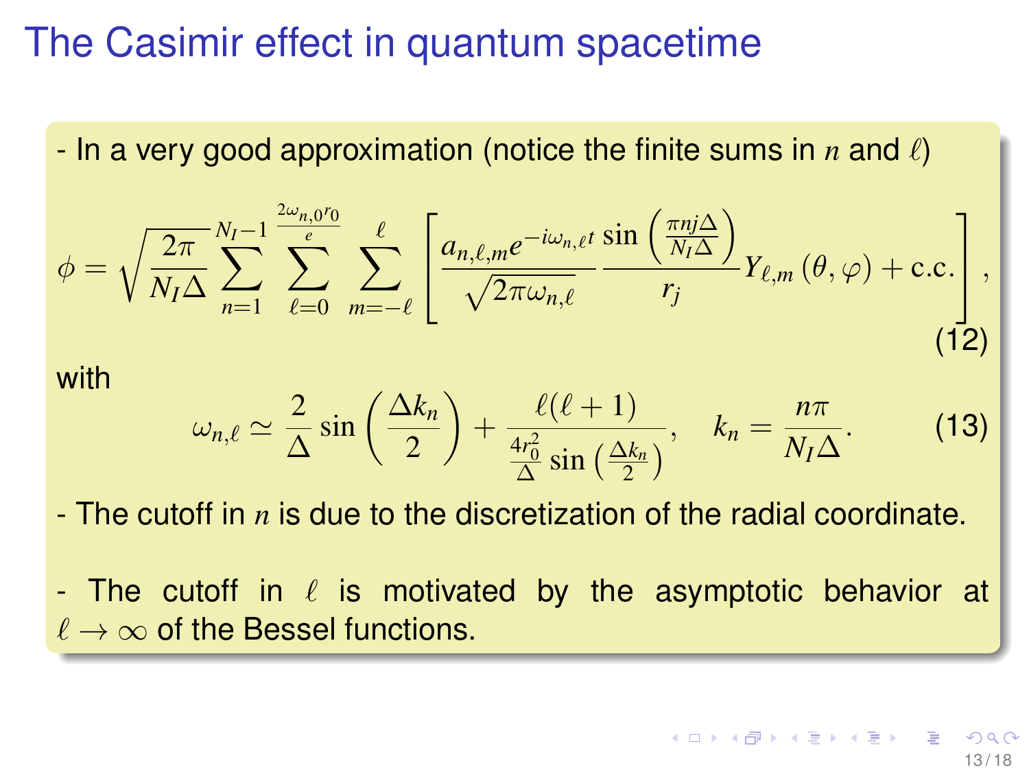# The Casimir effect in quantum spacetime

- In a very good approximation (notice the finite sums in $n$ and $\ell$)

$$\phi = \sqrt{\frac{2\pi}{N_I \Delta}} \sum_{n=1}^{N_I - 1} \sum_{\ell=0}^{\frac{2\omega_{n,0} r_0}{e}} \sum_{m=-\ell}^{\ell} \left[ \frac{a_{n,\ell,m} e^{-i\omega_{n,\ell} t}}{\sqrt{2\pi\omega_{n,\ell}}} \frac{\sin\left(\frac{\pi n j \Delta}{N_I \Delta}\right)}{r_j} Y_{\ell,m}(\theta, \varphi) + \text{c.c.} \right], \tag{12}$$

with

$$\omega_{n,\ell} \simeq \frac{2}{\Delta} \sin\left(\frac{\Delta k_n}{2}\right) + \frac{\ell(\ell+1)}{\frac{4r_0^2}{\Delta} \sin\left(\frac{\Delta k_n}{2}\right)}, \quad k_n = \frac{n\pi}{N_I \Delta}. \tag{13}$$

- The cutoff in $n$ is due to the discretization of the radial coordinate.

- The cutoff in $\ell$ is motivated by the asymptotic behavior at $\ell \to \infty$ of the Bessel functions.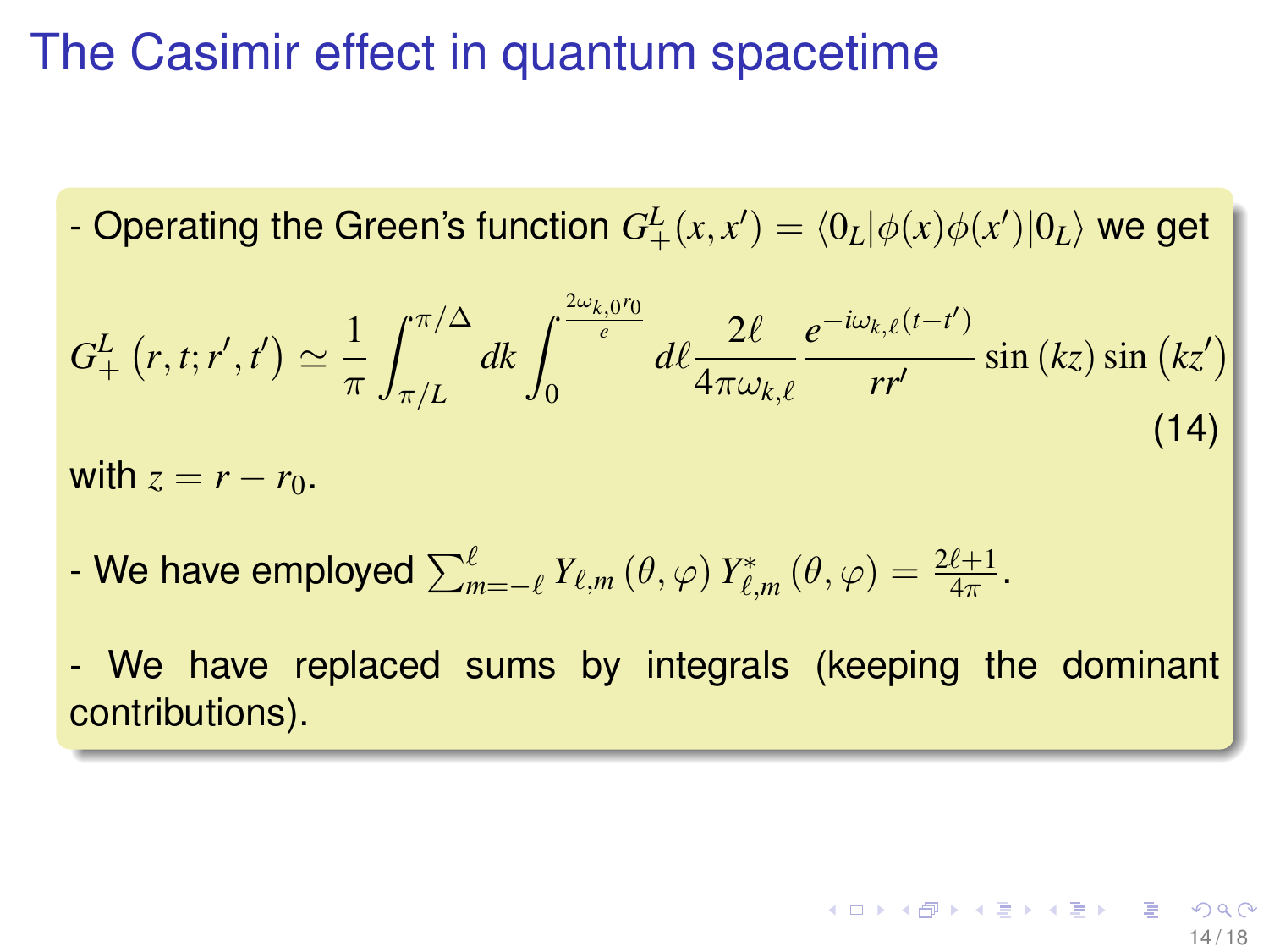# The Casimir effect in quantum spacetime

- Operating the Green's function $G_{+}^{L}(x,x') = \langle 0_L|\phi(x)\phi(x')|0_L\rangle$ we get

$$G_{+}^{L}\left(r,t;r',t'\right) \simeq \frac{1}{\pi}\int_{\pi/L}^{\pi/\Delta} dk \int_{0}^{\frac{2\omega_{k,0}r_0}{e}} d\ell \frac{2\ell}{4\pi\omega_{k,\ell}} \frac{e^{-i\omega_{k,\ell}(t-t')}}{rr'} \sin\left(kz\right)\sin\left(kz'\right) \tag{14}$$

with $z = r - r_0$.

- We have employed $\sum_{m=-\ell}^{\ell} Y_{\ell,m}\left(\theta,\varphi\right) Y_{\ell,m}^{*}\left(\theta,\varphi\right) = \frac{2\ell+1}{4\pi}$.

- We have replaced sums by integrals (keeping the dominant contributions).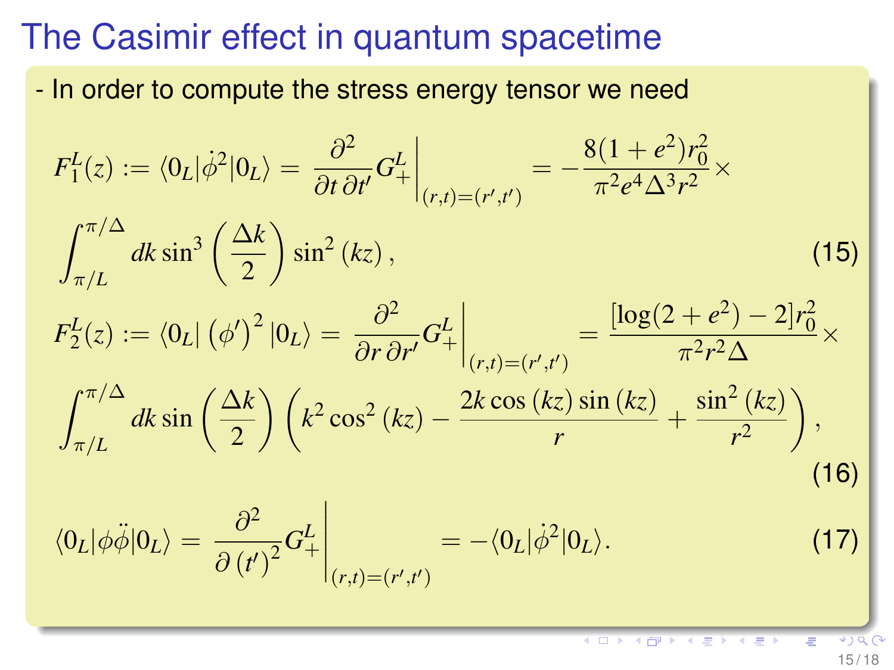# The Casimir effect in quantum spacetime

- In order to compute the stress energy tensor we need

$$F_1^L(z) := \langle 0_L|\dot{\phi}^2|0_L\rangle = \frac{\partial^2}{\partial t\,\partial t'} G_+^L\Big|_{(r,t)=(r',t')} = -\frac{8(1+e^2)r_0^2}{\pi^2 e^4 \Delta^3 r^2}\times$$

$$\int_{\pi/L}^{\pi/\Delta} dk \sin^3\left(\frac{\Delta k}{2}\right)\sin^2(kz)\,, \tag{15}$$

$$F_2^L(z) := \langle 0_L|\left(\phi'\right)^2|0_L\rangle = \frac{\partial^2}{\partial r\,\partial r'} G_+^L\Big|_{(r,t)=(r',t')} = \frac{[\log(2+e^2)-2]r_0^2}{\pi^2 r^2 \Delta}\times$$

$$\int_{\pi/L}^{\pi/\Delta} dk \sin\left(\frac{\Delta k}{2}\right)\left(k^2\cos^2(kz) - \frac{2k\cos(kz)\sin(kz)}{r} + \frac{\sin^2(kz)}{r^2}\right), \tag{16}$$

$$\langle 0_L|\phi\ddot{\phi}|0_L\rangle = \frac{\partial^2}{\partial (t')^2} G_+^L\Big|_{(r,t)=(r',t')} = -\langle 0_L|\dot{\phi}^2|0_L\rangle. \tag{17}$$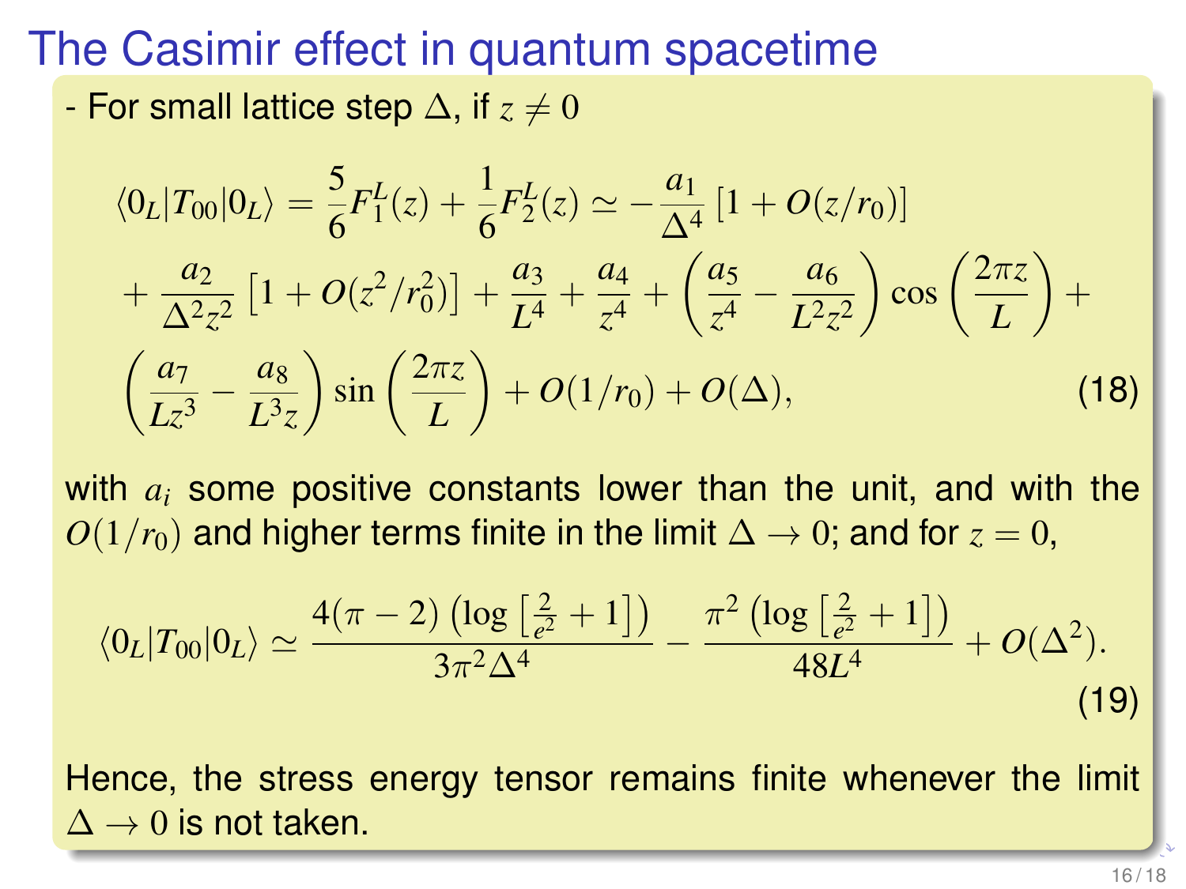# The Casimir effect in quantum spacetime

- For small lattice step $\Delta$, if $z \neq 0$

$$
\begin{aligned}
\langle 0_L | T_{00} | 0_L \rangle &= \frac{5}{6} F_1^L(z) + \frac{1}{6} F_2^L(z) \simeq -\frac{a_1}{\Delta^4} \left[ 1 + O(z/r_0) \right] \\
&+ \frac{a_2}{\Delta^2 z^2} \left[ 1 + O(z^2/r_0^2) \right] + \frac{a_3}{L^4} + \frac{a_4}{z^4} + \left( \frac{a_5}{z^4} - \frac{a_6}{L^2 z^2} \right) \cos\left( \frac{2\pi z}{L} \right) + \\
&\left( \frac{a_7}{L z^3} - \frac{a_8}{L^3 z} \right) \sin\left( \frac{2\pi z}{L} \right) + O(1/r_0) + O(\Delta),
\end{aligned}
\tag{18}
$$

with $a_i$ some positive constants lower than the unit, and with the $O(1/r_0)$ and higher terms finite in the limit $\Delta \to 0$; and for $z = 0$,

$$
\langle 0_L | T_{00} | 0_L \rangle \simeq \frac{4(\pi - 2) \left( \log \left[ \frac{2}{e^2} + 1 \right] \right)}{3\pi^2 \Delta^4} - \frac{\pi^2 \left( \log \left[ \frac{2}{e^2} + 1 \right] \right)}{48 L^4} + O(\Delta^2).
\tag{19}
$$

Hence, the stress energy tensor remains finite whenever the limit $\Delta \to 0$ is not taken.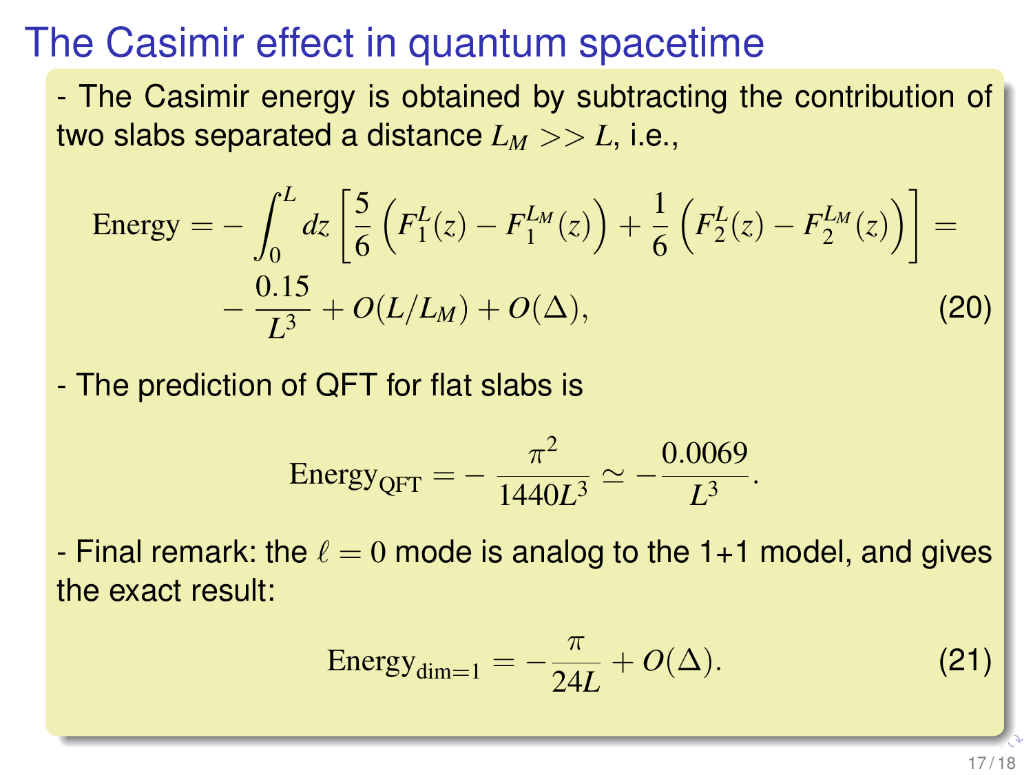# The Casimir effect in quantum spacetime

- The Casimir energy is obtained by subtracting the contribution of two slabs separated a distance $L_M >> L$, i.e.,

$$\text{Energy} = -\int_0^L dz \left[ \frac{5}{6} \left( F_1^L(z) - F_1^{L_M}(z) \right) + \frac{1}{6} \left( F_2^L(z) - F_2^{L_M}(z) \right) \right] = -\frac{0.15}{L^3} + O(L/L_M) + O(\Delta), \tag{20}$$

- The prediction of QFT for flat slabs is

$$\text{Energy}_{\text{QFT}} = -\frac{\pi^2}{1440 L^3} \simeq -\frac{0.0069}{L^3}.$$

- Final remark: the $\ell = 0$ mode is analog to the 1+1 model, and gives the exact result:

$$\text{Energy}_{\text{dim}=1} = -\frac{\pi}{24L} + O(\Delta). \tag{21}$$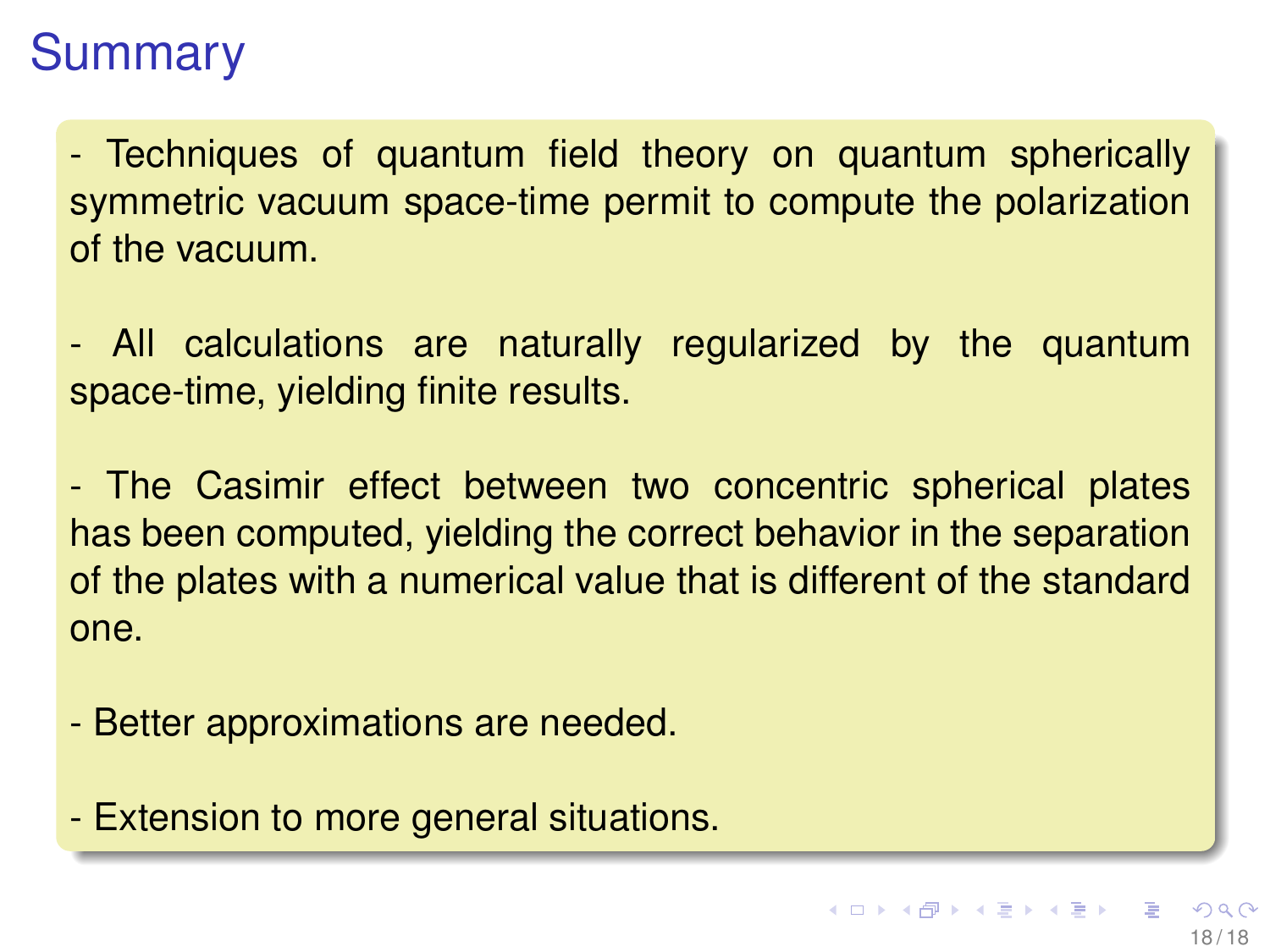# Summary

- Techniques of quantum field theory on quantum spherically symmetric vacuum space-time permit to compute the polarization of the vacuum.

- All calculations are naturally regularized by the quantum space-time, yielding finite results.

- The Casimir effect between two concentric spherical plates has been computed, yielding the correct behavior in the separation of the plates with a numerical value that is different of the standard one.

- Better approximations are needed.

- Extension to more general situations.